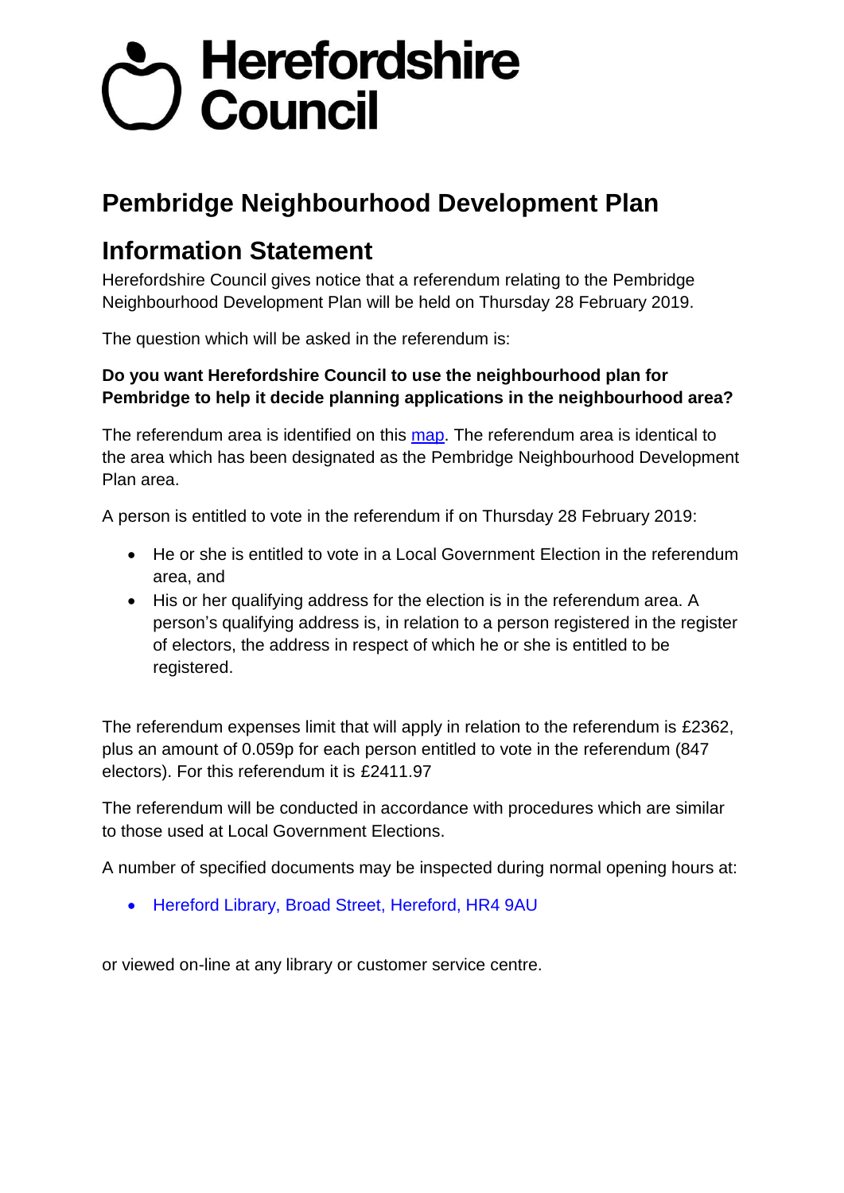# Herefordshire Council

## Pembridge Neighbourhood Development Plan

## Information Statement

Herefordshire Council gives notice that a referendum relating to the Pembridge Neighbourhood Development Plan will be held on Thursday 28 February 2019.

The question which will be asked in the referendum is:

**Do you want Herefordshire Council to use the neighbourhood plan for Pembridge to help it decide planning applications in the neighbourhood area?**

The referendum area is identified on this map. The referendum area is identical to the area which has been designated as the Pembridge Neighbourhood Development Plan area.

A person is entitled to vote in the referendum if on Thursday 28 February 2019:

- He or she is entitled to vote in a Local Government Election in the referendum area, and
- His or her qualifying address for the election is in the referendum area. A person's qualifying address is, in relation to a person registered in the register of electors, the address in respect of which he or she is entitled to be registered.

The referendum expenses limit that will apply in relation to the referendum is £2362, plus an amount of 0.059p for each person entitled to vote in the referendum (847 electors). For this referendum it is £2411.97

The referendum will be conducted in accordance with procedures which are similar to those used at Local Government Elections.

A number of specified documents may be inspected during normal opening hours at:

- Hereford Library, Broad Street, Hereford, HR4 9AU

or viewed on-line at any library or customer service centre.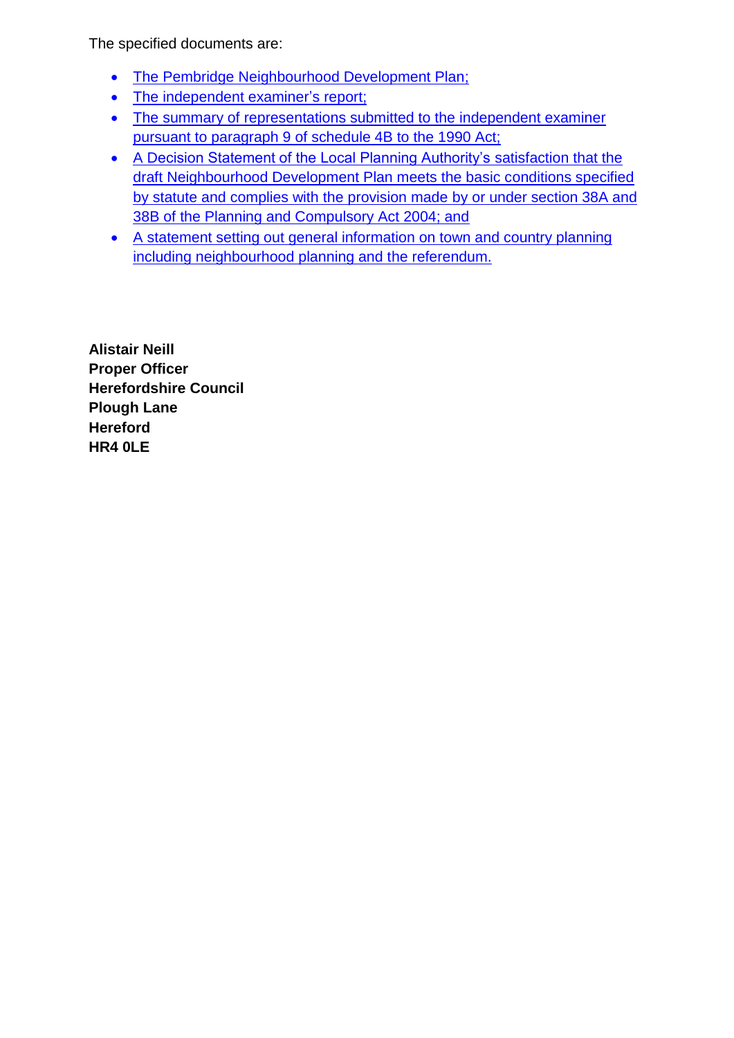The specified documents are:

- The Pembridge Neighbourhood Development Plan;
- The independent examiner's report;
- The summary of representations submitted to the independent examiner pursuant to paragraph 9 of schedule 4B to the 1990 Act;
- A Decision Statement of the Local Planning Authority's satisfaction that the draft Neighbourhood Development Plan meets the basic conditions specified by statute and complies with the provision made by or under section 38A and 38B of the Planning and Compulsory Act 2004; and
- A statement setting out general information on town and country planning including neighbourhood planning and the referendum.

**Alistair Neill**
**Proper Officer**
**Herefordshire Council**
**Plough Lane**
**Hereford**
**HR4 0LE**